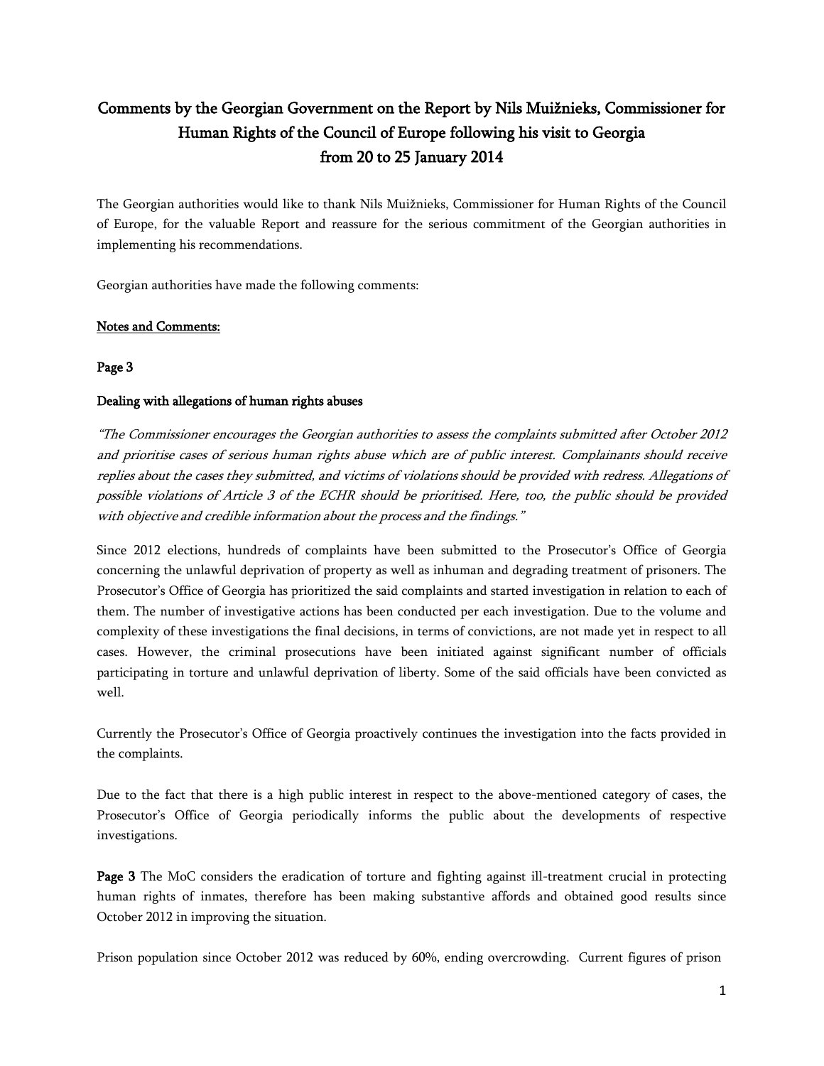# Comments by the Georgian Government on the Report by Nils Muižnieks, Commissioner for Human Rights of the Council of Europe following his visit to Georgia from 20 to 25 January 2014

The Georgian authorities would like to thank Nils Muižnieks, Commissioner for Human Rights of the Council of Europe, for the valuable Report and reassure for the serious commitment of the Georgian authorities in implementing his recommendations.

Georgian authorities have made the following comments:

**Notes and Comments:**

**Page 3**

**Dealing with allegations of human rights abuses**

*"The Commissioner encourages the Georgian authorities to assess the complaints submitted after October 2012 and prioritise cases of serious human rights abuse which are of public interest. Complainants should receive replies about the cases they submitted, and victims of violations should be provided with redress. Allegations of possible violations of Article 3 of the ECHR should be prioritised. Here, too, the public should be provided with objective and credible information about the process and the findings."*

Since 2012 elections, hundreds of complaints have been submitted to the Prosecutor's Office of Georgia concerning the unlawful deprivation of property as well as inhuman and degrading treatment of prisoners. The Prosecutor's Office of Georgia has prioritized the said complaints and started investigation in relation to each of them. The number of investigative actions has been conducted per each investigation. Due to the volume and complexity of these investigations the final decisions, in terms of convictions, are not made yet in respect to all cases. However, the criminal prosecutions have been initiated against significant number of officials participating in torture and unlawful deprivation of liberty. Some of the said officials have been convicted as well.

Currently the Prosecutor's Office of Georgia proactively continues the investigation into the facts provided in the complaints.

Due to the fact that there is a high public interest in respect to the above-mentioned category of cases, the Prosecutor's Office of Georgia periodically informs the public about the developments of respective investigations.

**Page 3** The MoC considers the eradication of torture and fighting against ill-treatment crucial in protecting human rights of inmates, therefore has been making substantive affords and obtained good results since October 2012 in improving the situation.

Prison population since October 2012 was reduced by 60%, ending overcrowding. Current figures of prison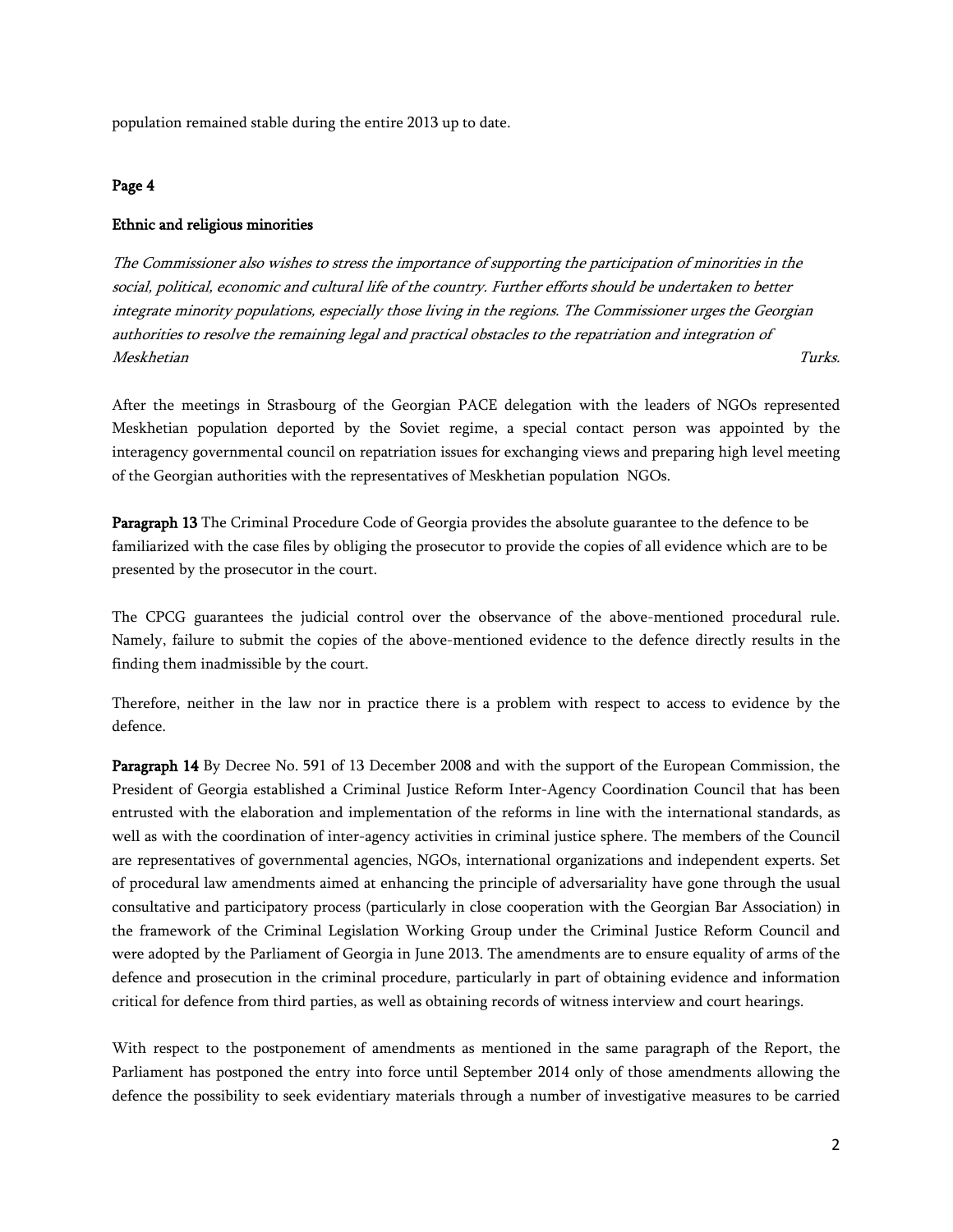population remained stable during the entire 2013 up to date.

**Page 4**

**Ethnic and religious minorities**

*The Commissioner also wishes to stress the importance of supporting the participation of minorities in the social, political, economic and cultural life of the country. Further efforts should be undertaken to better integrate minority populations, especially those living in the regions. The Commissioner urges the Georgian authorities to resolve the remaining legal and practical obstacles to the repatriation and integration of Meskhetian Turks.*

After the meetings in Strasbourg of the Georgian PACE delegation with the leaders of NGOs represented Meskhetian population deported by the Soviet regime, a special contact person was appointed by the interagency governmental council on repatriation issues for exchanging views and preparing high level meeting of the Georgian authorities with the representatives of Meskhetian population NGOs.

**Paragraph 13** The Criminal Procedure Code of Georgia provides the absolute guarantee to the defence to be familiarized with the case files by obliging the prosecutor to provide the copies of all evidence which are to be presented by the prosecutor in the court.

The CPCG guarantees the judicial control over the observance of the above-mentioned procedural rule. Namely, failure to submit the copies of the above-mentioned evidence to the defence directly results in the finding them inadmissible by the court.

Therefore, neither in the law nor in practice there is a problem with respect to access to evidence by the defence.

**Paragraph 14** By Decree No. 591 of 13 December 2008 and with the support of the European Commission, the President of Georgia established a Criminal Justice Reform Inter-Agency Coordination Council that has been entrusted with the elaboration and implementation of the reforms in line with the international standards, as well as with the coordination of inter-agency activities in criminal justice sphere. The members of the Council are representatives of governmental agencies, NGOs, international organizations and independent experts. Set of procedural law amendments aimed at enhancing the principle of adversariality have gone through the usual consultative and participatory process (particularly in close cooperation with the Georgian Bar Association) in the framework of the Criminal Legislation Working Group under the Criminal Justice Reform Council and were adopted by the Parliament of Georgia in June 2013. The amendments are to ensure equality of arms of the defence and prosecution in the criminal procedure, particularly in part of obtaining evidence and information critical for defence from third parties, as well as obtaining records of witness interview and court hearings.

With respect to the postponement of amendments as mentioned in the same paragraph of the Report, the Parliament has postponed the entry into force until September 2014 only of those amendments allowing the defence the possibility to seek evidentiary materials through a number of investigative measures to be carried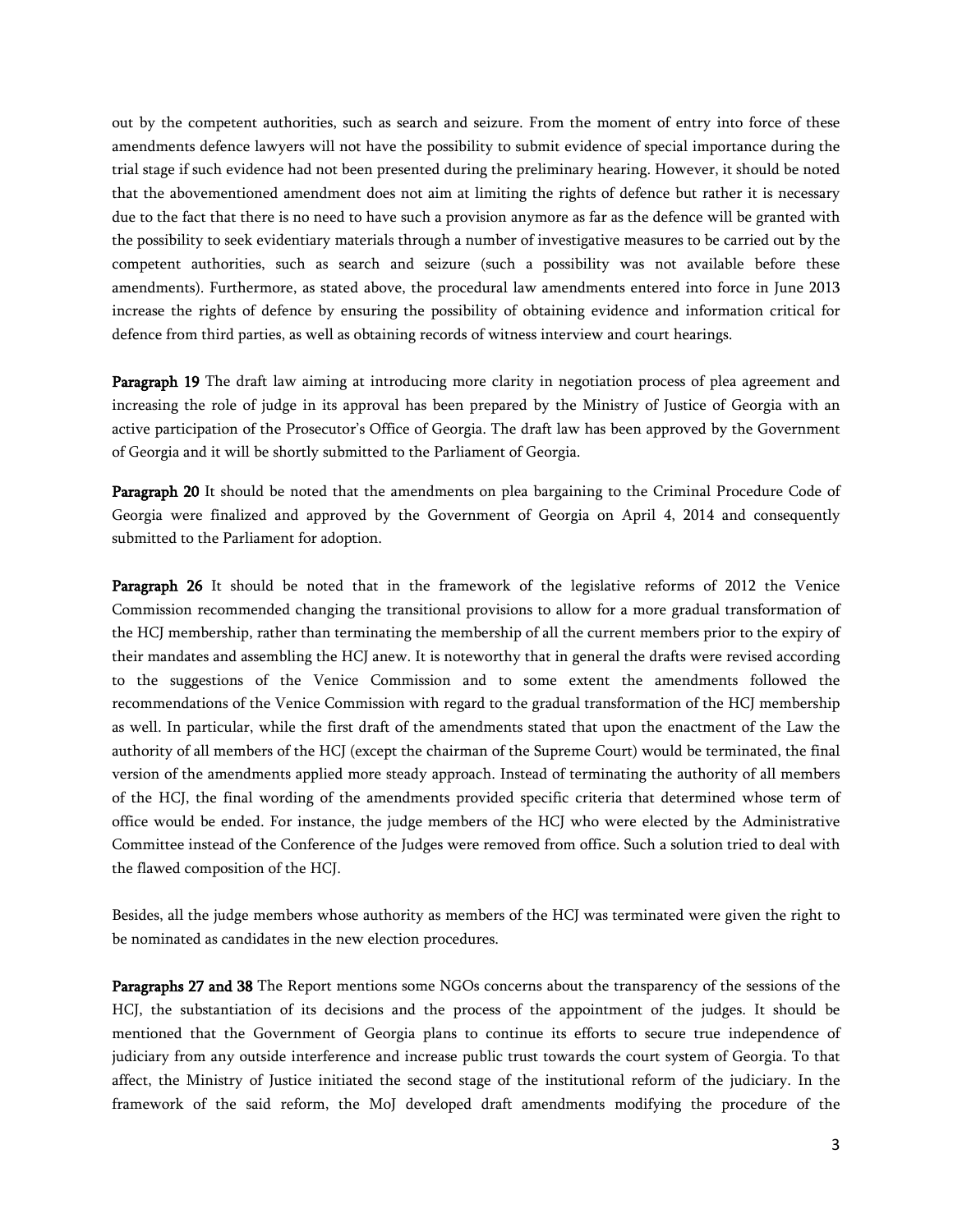out by the competent authorities, such as search and seizure. From the moment of entry into force of these amendments defence lawyers will not have the possibility to submit evidence of special importance during the trial stage if such evidence had not been presented during the preliminary hearing. However, it should be noted that the abovementioned amendment does not aim at limiting the rights of defence but rather it is necessary due to the fact that there is no need to have such a provision anymore as far as the defence will be granted with the possibility to seek evidentiary materials through a number of investigative measures to be carried out by the competent authorities, such as search and seizure (such a possibility was not available before these amendments). Furthermore, as stated above, the procedural law amendments entered into force in June 2013 increase the rights of defence by ensuring the possibility of obtaining evidence and information critical for defence from third parties, as well as obtaining records of witness interview and court hearings.

**Paragraph 19** The draft law aiming at introducing more clarity in negotiation process of plea agreement and increasing the role of judge in its approval has been prepared by the Ministry of Justice of Georgia with an active participation of the Prosecutor's Office of Georgia. The draft law has been approved by the Government of Georgia and it will be shortly submitted to the Parliament of Georgia.

**Paragraph 20** It should be noted that the amendments on plea bargaining to the Criminal Procedure Code of Georgia were finalized and approved by the Government of Georgia on April 4, 2014 and consequently submitted to the Parliament for adoption.

**Paragraph 26** It should be noted that in the framework of the legislative reforms of 2012 the Venice Commission recommended changing the transitional provisions to allow for a more gradual transformation of the HCJ membership, rather than terminating the membership of all the current members prior to the expiry of their mandates and assembling the HCJ anew. It is noteworthy that in general the drafts were revised according to the suggestions of the Venice Commission and to some extent the amendments followed the recommendations of the Venice Commission with regard to the gradual transformation of the HCJ membership as well. In particular, while the first draft of the amendments stated that upon the enactment of the Law the authority of all members of the HCJ (except the chairman of the Supreme Court) would be terminated, the final version of the amendments applied more steady approach. Instead of terminating the authority of all members of the HCJ, the final wording of the amendments provided specific criteria that determined whose term of office would be ended. For instance, the judge members of the HCJ who were elected by the Administrative Committee instead of the Conference of the Judges were removed from office. Such a solution tried to deal with the flawed composition of the HCJ.

Besides, all the judge members whose authority as members of the HCJ was terminated were given the right to be nominated as candidates in the new election procedures.

**Paragraphs 27 and 38** The Report mentions some NGOs concerns about the transparency of the sessions of the HCJ, the substantiation of its decisions and the process of the appointment of the judges. It should be mentioned that the Government of Georgia plans to continue its efforts to secure true independence of judiciary from any outside interference and increase public trust towards the court system of Georgia. To that affect, the Ministry of Justice initiated the second stage of the institutional reform of the judiciary. In the framework of the said reform, the MoJ developed draft amendments modifying the procedure of the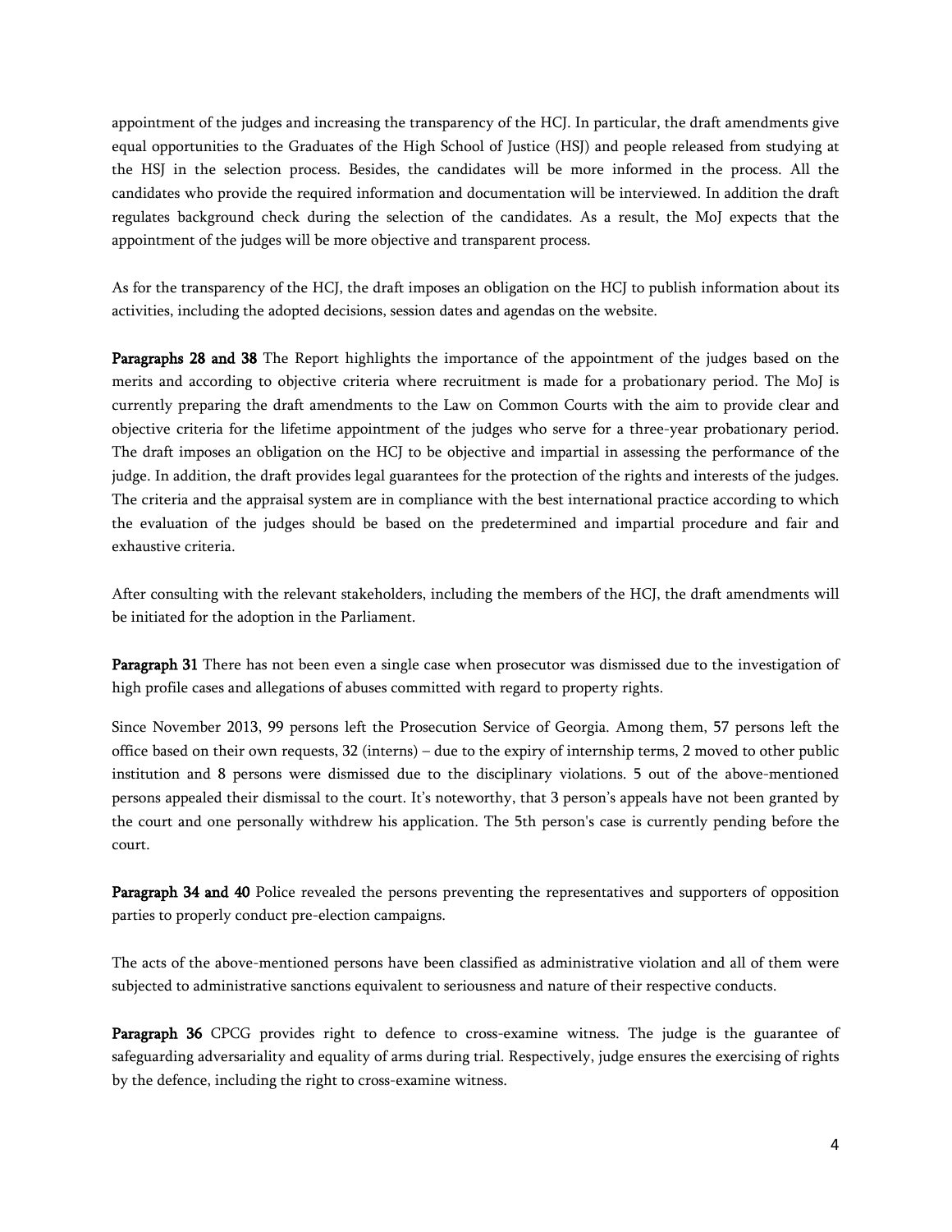appointment of the judges and increasing the transparency of the HCJ. In particular, the draft amendments give equal opportunities to the Graduates of the High School of Justice (HSJ) and people released from studying at the HSJ in the selection process. Besides, the candidates will be more informed in the process. All the candidates who provide the required information and documentation will be interviewed. In addition the draft regulates background check during the selection of the candidates. As a result, the MoJ expects that the appointment of the judges will be more objective and transparent process.

As for the transparency of the HCJ, the draft imposes an obligation on the HCJ to publish information about its activities, including the adopted decisions, session dates and agendas on the website.

**Paragraphs 28 and 38** The Report highlights the importance of the appointment of the judges based on the merits and according to objective criteria where recruitment is made for a probationary period. The MoJ is currently preparing the draft amendments to the Law on Common Courts with the aim to provide clear and objective criteria for the lifetime appointment of the judges who serve for a three-year probationary period. The draft imposes an obligation on the HCJ to be objective and impartial in assessing the performance of the judge. In addition, the draft provides legal guarantees for the protection of the rights and interests of the judges. The criteria and the appraisal system are in compliance with the best international practice according to which the evaluation of the judges should be based on the predetermined and impartial procedure and fair and exhaustive criteria.

After consulting with the relevant stakeholders, including the members of the HCJ, the draft amendments will be initiated for the adoption in the Parliament.

**Paragraph 31** There has not been even a single case when prosecutor was dismissed due to the investigation of high profile cases and allegations of abuses committed with regard to property rights.

Since November 2013, 99 persons left the Prosecution Service of Georgia. Among them, 57 persons left the office based on their own requests, 32 (interns) – due to the expiry of internship terms, 2 moved to other public institution and 8 persons were dismissed due to the disciplinary violations. 5 out of the above-mentioned persons appealed their dismissal to the court. It's noteworthy, that 3 person's appeals have not been granted by the court and one personally withdrew his application. The 5th person's case is currently pending before the court.

**Paragraph 34 and 40** Police revealed the persons preventing the representatives and supporters of opposition parties to properly conduct pre-election campaigns.

The acts of the above-mentioned persons have been classified as administrative violation and all of them were subjected to administrative sanctions equivalent to seriousness and nature of their respective conducts.

**Paragraph 36** CPCG provides right to defence to cross-examine witness. The judge is the guarantee of safeguarding adversariality and equality of arms during trial. Respectively, judge ensures the exercising of rights by the defence, including the right to cross-examine witness.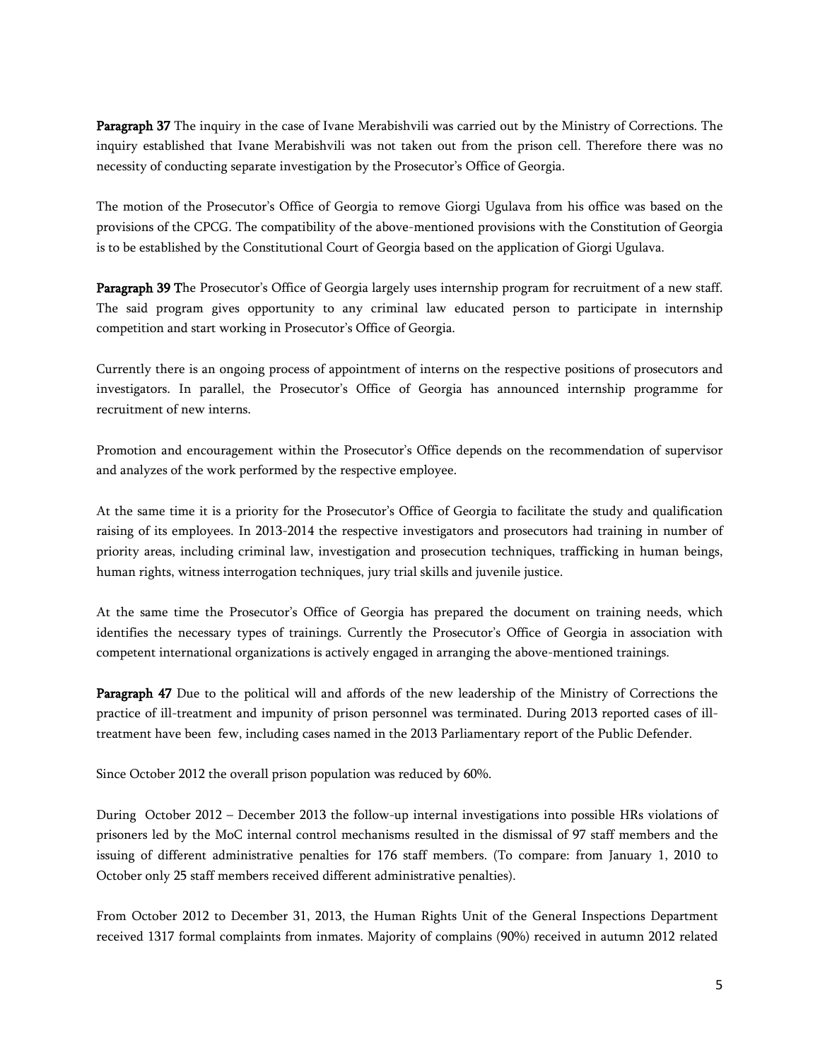**Paragraph 37** The inquiry in the case of Ivane Merabishvili was carried out by the Ministry of Corrections. The inquiry established that Ivane Merabishvili was not taken out from the prison cell. Therefore there was no necessity of conducting separate investigation by the Prosecutor's Office of Georgia.

The motion of the Prosecutor's Office of Georgia to remove Giorgi Ugulava from his office was based on the provisions of the CPCG. The compatibility of the above-mentioned provisions with the Constitution of Georgia is to be established by the Constitutional Court of Georgia based on the application of Giorgi Ugulava.

**Paragraph 39 T**he Prosecutor's Office of Georgia largely uses internship program for recruitment of a new staff. The said program gives opportunity to any criminal law educated person to participate in internship competition and start working in Prosecutor's Office of Georgia.

Currently there is an ongoing process of appointment of interns on the respective positions of prosecutors and investigators. In parallel, the Prosecutor's Office of Georgia has announced internship programme for recruitment of new interns.

Promotion and encouragement within the Prosecutor's Office depends on the recommendation of supervisor and analyzes of the work performed by the respective employee.

At the same time it is a priority for the Prosecutor's Office of Georgia to facilitate the study and qualification raising of its employees. In 2013-2014 the respective investigators and prosecutors had training in number of priority areas, including criminal law, investigation and prosecution techniques, trafficking in human beings, human rights, witness interrogation techniques, jury trial skills and juvenile justice.

At the same time the Prosecutor's Office of Georgia has prepared the document on training needs, which identifies the necessary types of trainings. Currently the Prosecutor's Office of Georgia in association with competent international organizations is actively engaged in arranging the above-mentioned trainings.

**Paragraph 47** Due to the political will and affords of the new leadership of the Ministry of Corrections the practice of ill-treatment and impunity of prison personnel was terminated. During 2013 reported cases of ill-treatment have been few, including cases named in the 2013 Parliamentary report of the Public Defender.

Since October 2012 the overall prison population was reduced by 60%.

During October 2012 – December 2013 the follow-up internal investigations into possible HRs violations of prisoners led by the MoC internal control mechanisms resulted in the dismissal of 97 staff members and the issuing of different administrative penalties for 176 staff members. (To compare: from January 1, 2010 to October only 25 staff members received different administrative penalties).

From October 2012 to December 31, 2013, the Human Rights Unit of the General Inspections Department received 1317 formal complaints from inmates. Majority of complains (90%) received in autumn 2012 related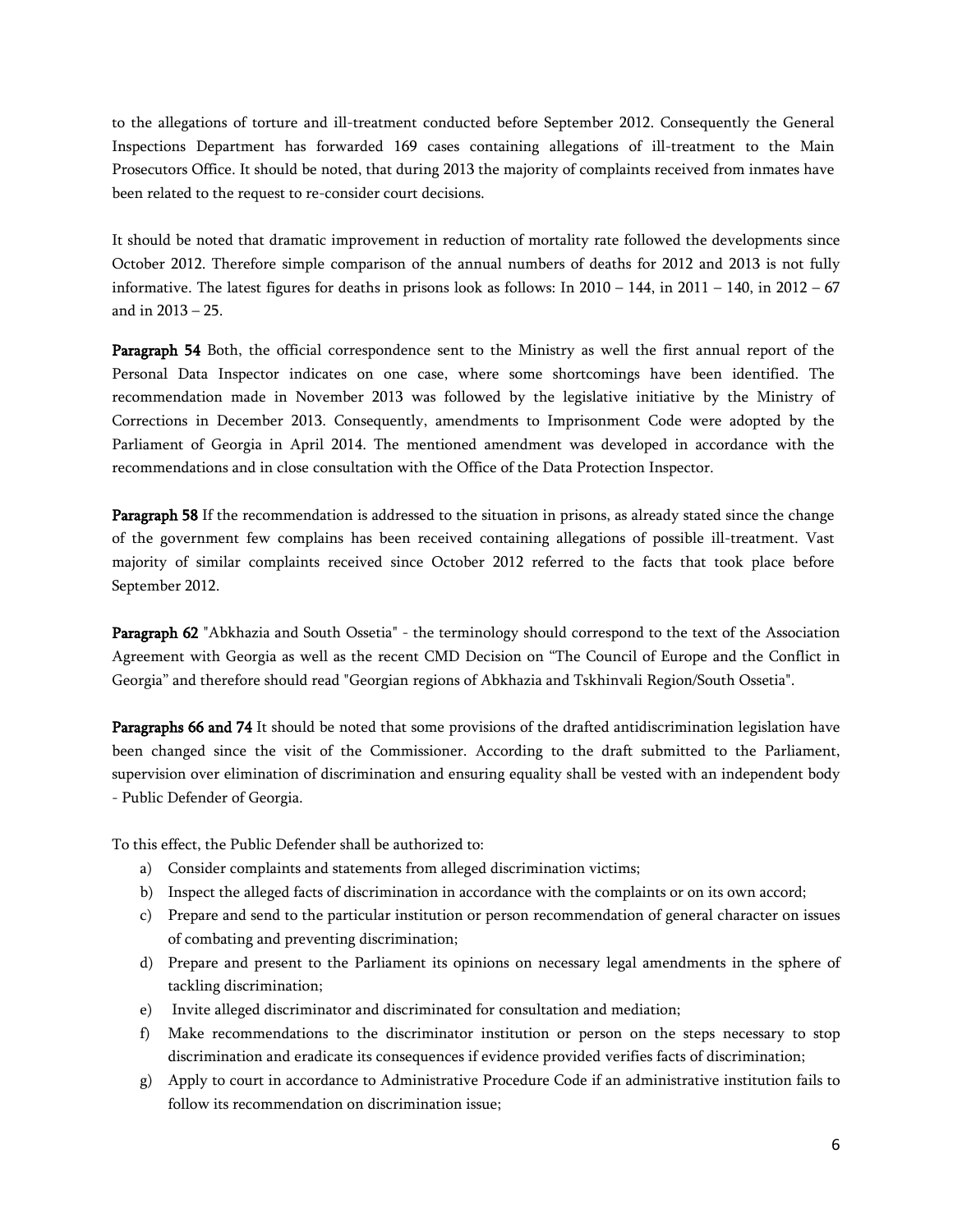to the allegations of torture and ill-treatment conducted before September 2012. Consequently the General Inspections Department has forwarded 169 cases containing allegations of ill-treatment to the Main Prosecutors Office. It should be noted, that during 2013 the majority of complaints received from inmates have been related to the request to re-consider court decisions.

It should be noted that dramatic improvement in reduction of mortality rate followed the developments since October 2012. Therefore simple comparison of the annual numbers of deaths for 2012 and 2013 is not fully informative. The latest figures for deaths in prisons look as follows: In 2010 – 144, in 2011 – 140, in 2012 – 67 and in 2013 – 25.

**Paragraph 54** Both, the official correspondence sent to the Ministry as well the first annual report of the Personal Data Inspector indicates on one case, where some shortcomings have been identified. The recommendation made in November 2013 was followed by the legislative initiative by the Ministry of Corrections in December 2013. Consequently, amendments to Imprisonment Code were adopted by the Parliament of Georgia in April 2014. The mentioned amendment was developed in accordance with the recommendations and in close consultation with the Office of the Data Protection Inspector.

**Paragraph 58** If the recommendation is addressed to the situation in prisons, as already stated since the change of the government few complains has been received containing allegations of possible ill-treatment. Vast majority of similar complaints received since October 2012 referred to the facts that took place before September 2012.

**Paragraph 62** "Abkhazia and South Ossetia" - the terminology should correspond to the text of the Association Agreement with Georgia as well as the recent CMD Decision on "The Council of Europe and the Conflict in Georgia" and therefore should read "Georgian regions of Abkhazia and Tskhinvali Region/South Ossetia".

**Paragraphs 66 and 74** It should be noted that some provisions of the drafted antidiscrimination legislation have been changed since the visit of the Commissioner. According to the draft submitted to the Parliament, supervision over elimination of discrimination and ensuring equality shall be vested with an independent body - Public Defender of Georgia.

To this effect, the Public Defender shall be authorized to:

a) Consider complaints and statements from alleged discrimination victims;
b) Inspect the alleged facts of discrimination in accordance with the complaints or on its own accord;
c) Prepare and send to the particular institution or person recommendation of general character on issues of combating and preventing discrimination;
d) Prepare and present to the Parliament its opinions on necessary legal amendments in the sphere of tackling discrimination;
e) Invite alleged discriminator and discriminated for consultation and mediation;
f) Make recommendations to the discriminator institution or person on the steps necessary to stop discrimination and eradicate its consequences if evidence provided verifies facts of discrimination;
g) Apply to court in accordance to Administrative Procedure Code if an administrative institution fails to follow its recommendation on discrimination issue;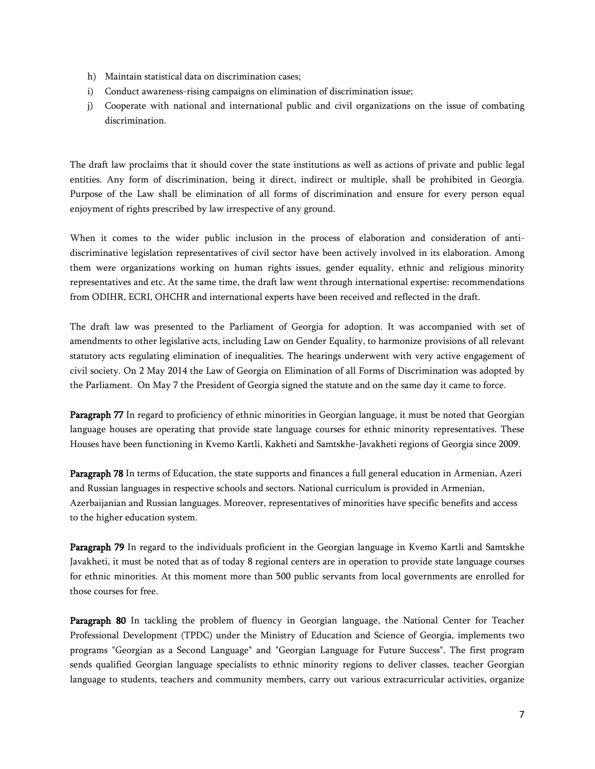h) Maintain statistical data on discrimination cases;
i) Conduct awareness-rising campaigns on elimination of discrimination issue;
j) Cooperate with national and international public and civil organizations on the issue of combating discrimination.

The draft law proclaims that it should cover the state institutions as well as actions of private and public legal entities. Any form of discrimination, being it direct, indirect or multiple, shall be prohibited in Georgia. Purpose of the Law shall be elimination of all forms of discrimination and ensure for every person equal enjoyment of rights prescribed by law irrespective of any ground.

When it comes to the wider public inclusion in the process of elaboration and consideration of anti-discriminative legislation representatives of civil sector have been actively involved in its elaboration. Among them were organizations working on human rights issues, gender equality, ethnic and religious minority representatives and etc. At the same time, the draft law went through international expertise: recommendations from ODIHR, ECRI, OHCHR and international experts have been received and reflected in the draft.

The draft law was presented to the Parliament of Georgia for adoption. It was accompanied with set of amendments to other legislative acts, including Law on Gender Equality, to harmonize provisions of all relevant statutory acts regulating elimination of inequalities. The hearings underwent with very active engagement of civil society. On 2 May 2014 the Law of Georgia on Elimination of all Forms of Discrimination was adopted by the Parliament. On May 7 the President of Georgia signed the statute and on the same day it came to force.

**Paragraph 77** In regard to proficiency of ethnic minorities in Georgian language, it must be noted that Georgian language houses are operating that provide state language courses for ethnic minority representatives. These Houses have been functioning in Kvemo Kartli, Kakheti and Samtskhe-Javakheti regions of Georgia since 2009.

**Paragraph 78** In terms of Education, the state supports and finances a full general education in Armenian, Azeri and Russian languages in respective schools and sectors. National curriculum is provided in Armenian, Azerbaijanian and Russian languages. Moreover, representatives of minorities have specific benefits and access to the higher education system.

**Paragraph 79** In regard to the individuals proficient in the Georgian language in Kvemo Kartli and Samtskhe Javakheti, it must be noted that as of today 8 regional centers are in operation to provide state language courses for ethnic minorities. At this moment more than 500 public servants from local governments are enrolled for those courses for free.

**Paragraph 80** In tackling the problem of fluency in Georgian language, the National Center for Teacher Professional Development (TPDC) under the Ministry of Education and Science of Georgia, implements two programs "Georgian as a Second Language" and "Georgian Language for Future Success". The first program sends qualified Georgian language specialists to ethnic minority regions to deliver classes, teacher Georgian language to students, teachers and community members, carry out various extracurricular activities, organize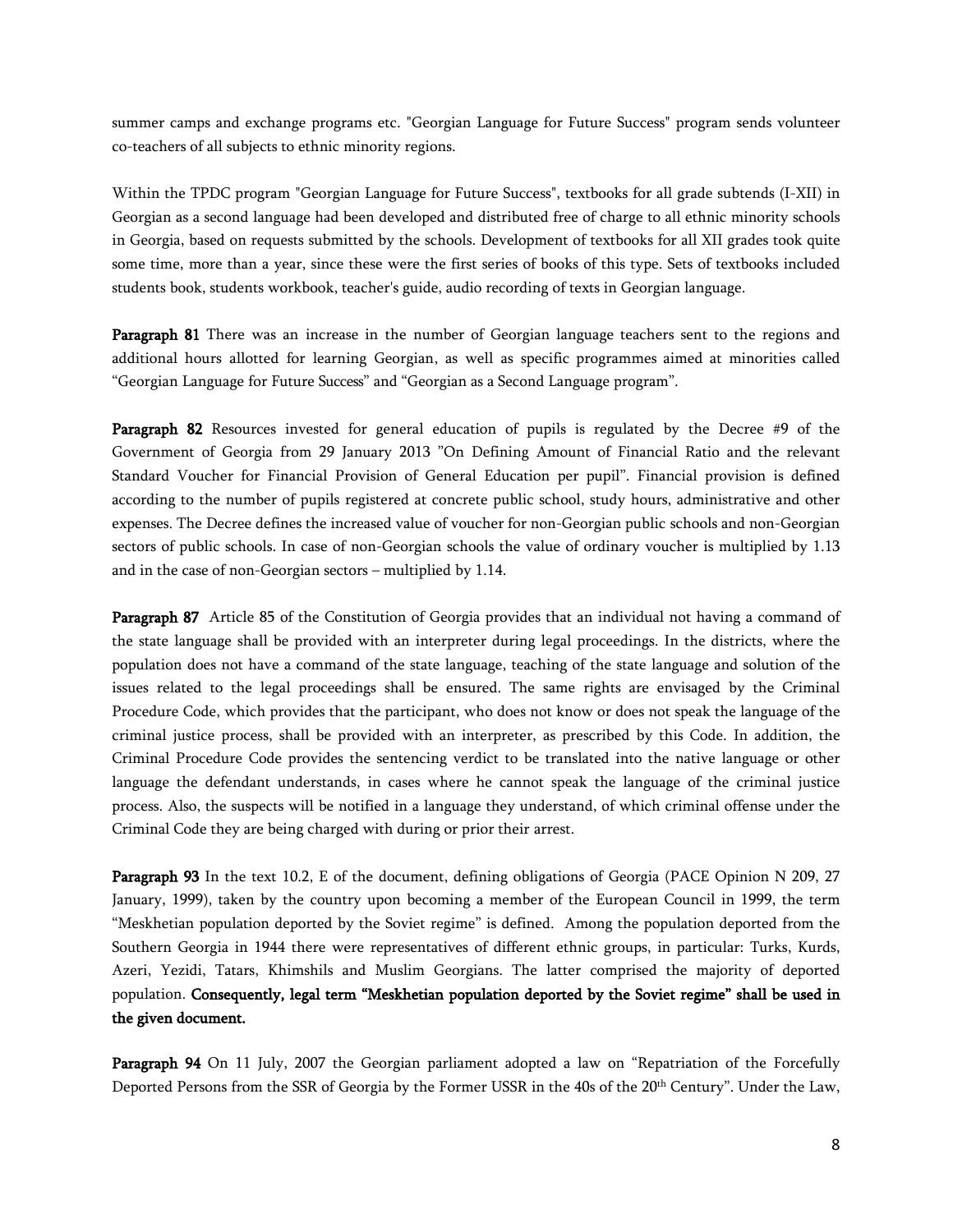summer camps and exchange programs etc. "Georgian Language for Future Success" program sends volunteer co-teachers of all subjects to ethnic minority regions.

Within the TPDC program "Georgian Language for Future Success", textbooks for all grade subtends (I-XII) in Georgian as a second language had been developed and distributed free of charge to all ethnic minority schools in Georgia, based on requests submitted by the schools. Development of textbooks for all XII grades took quite some time, more than a year, since these were the first series of books of this type. Sets of textbooks included students book, students workbook, teacher's guide, audio recording of texts in Georgian language.

**Paragraph 81** There was an increase in the number of Georgian language teachers sent to the regions and additional hours allotted for learning Georgian, as well as specific programmes aimed at minorities called "Georgian Language for Future Success" and "Georgian as a Second Language program".

**Paragraph 82** Resources invested for general education of pupils is regulated by the Decree #9 of the Government of Georgia from 29 January 2013 "On Defining Amount of Financial Ratio and the relevant Standard Voucher for Financial Provision of General Education per pupil". Financial provision is defined according to the number of pupils registered at concrete public school, study hours, administrative and other expenses. The Decree defines the increased value of voucher for non-Georgian public schools and non-Georgian sectors of public schools. In case of non-Georgian schools the value of ordinary voucher is multiplied by 1.13 and in the case of non-Georgian sectors – multiplied by 1.14.

**Paragraph 87** Article 85 of the Constitution of Georgia provides that an individual not having a command of the state language shall be provided with an interpreter during legal proceedings. In the districts, where the population does not have a command of the state language, teaching of the state language and solution of the issues related to the legal proceedings shall be ensured. The same rights are envisaged by the Criminal Procedure Code, which provides that the participant, who does not know or does not speak the language of the criminal justice process, shall be provided with an interpreter, as prescribed by this Code. In addition, the Criminal Procedure Code provides the sentencing verdict to be translated into the native language or other language the defendant understands, in cases where he cannot speak the language of the criminal justice process. Also, the suspects will be notified in a language they understand, of which criminal offense under the Criminal Code they are being charged with during or prior their arrest.

**Paragraph 93** In the text 10.2, E of the document, defining obligations of Georgia (PACE Opinion N 209, 27 January, 1999), taken by the country upon becoming a member of the European Council in 1999, the term "Meskhetian population deported by the Soviet regime" is defined. Among the population deported from the Southern Georgia in 1944 there were representatives of different ethnic groups, in particular: Turks, Kurds, Azeri, Yezidi, Tatars, Khimshils and Muslim Georgians. The latter comprised the majority of deported population. **Consequently, legal term "Meskhetian population deported by the Soviet regime" shall be used in the given document.**

**Paragraph 94** On 11 July, 2007 the Georgian parliament adopted a law on "Repatriation of the Forcefully Deported Persons from the SSR of Georgia by the Former USSR in the 40s of the 20th Century". Under the Law,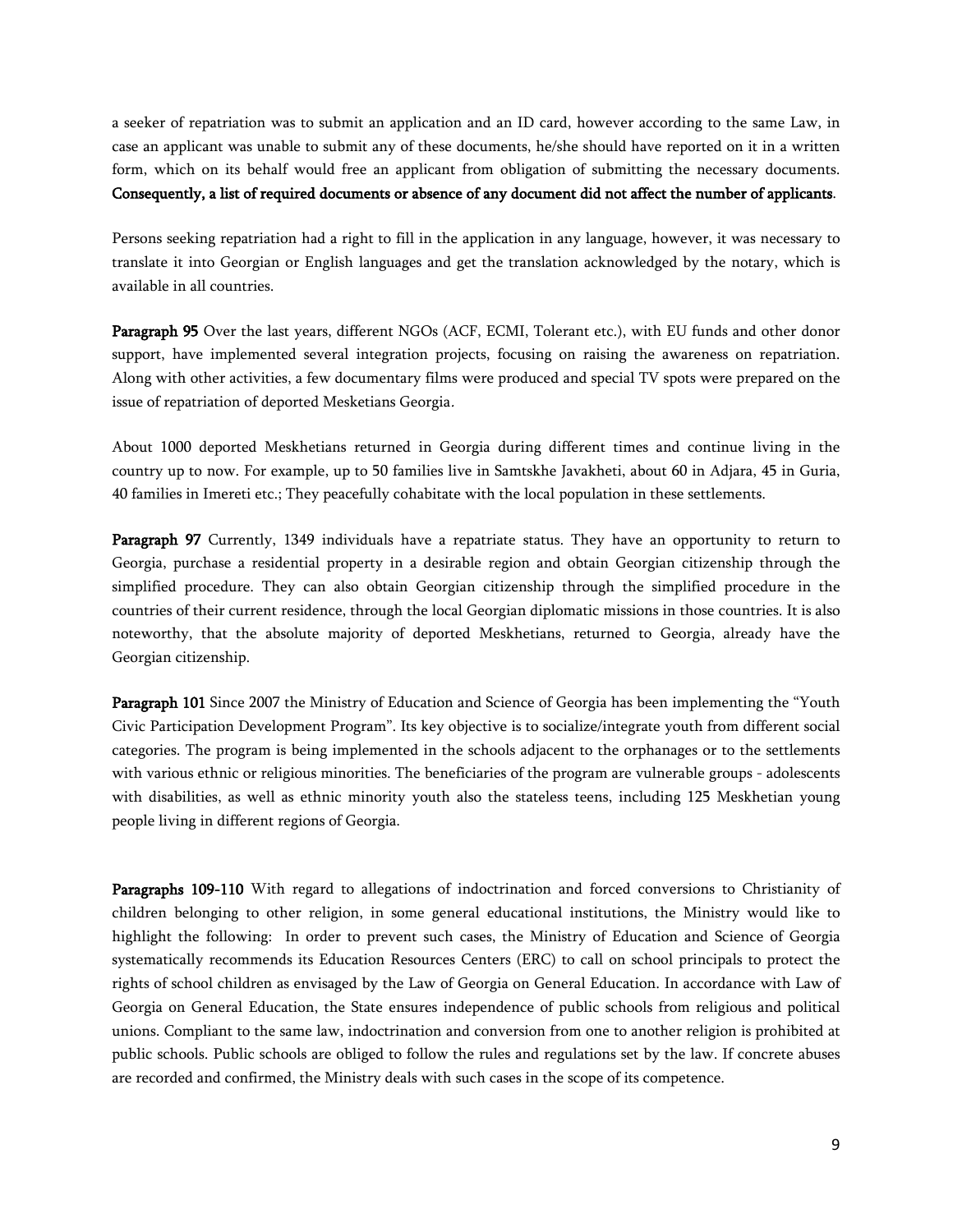a seeker of repatriation was to submit an application and an ID card, however according to the same Law, in case an applicant was unable to submit any of these documents, he/she should have reported on it in a written form, which on its behalf would free an applicant from obligation of submitting the necessary documents. **Consequently, a list of required documents or absence of any document did not affect the number of applicants**.

Persons seeking repatriation had a right to fill in the application in any language, however, it was necessary to translate it into Georgian or English languages and get the translation acknowledged by the notary, which is available in all countries.

**Paragraph 95** Over the last years, different NGOs (ACF, ECMI, Tolerant etc.), with EU funds and other donor support, have implemented several integration projects, focusing on raising the awareness on repatriation. Along with other activities, a few documentary films were produced and special TV spots were prepared on the issue of repatriation of deported Mesketians Georgia.

About 1000 deported Meskhetians returned in Georgia during different times and continue living in the country up to now. For example, up to 50 families live in Samtskhe Javakheti, about 60 in Adjara, 45 in Guria, 40 families in Imereti etc.; They peacefully cohabitate with the local population in these settlements.

**Paragraph 97** Currently, 1349 individuals have a repatriate status. They have an opportunity to return to Georgia, purchase a residential property in a desirable region and obtain Georgian citizenship through the simplified procedure. They can also obtain Georgian citizenship through the simplified procedure in the countries of their current residence, through the local Georgian diplomatic missions in those countries. It is also noteworthy, that the absolute majority of deported Meskhetians, returned to Georgia, already have the Georgian citizenship.

**Paragraph 101** Since 2007 the Ministry of Education and Science of Georgia has been implementing the "Youth Civic Participation Development Program". Its key objective is to socialize/integrate youth from different social categories. The program is being implemented in the schools adjacent to the orphanages or to the settlements with various ethnic or religious minorities. The beneficiaries of the program are vulnerable groups - adolescents with disabilities, as well as ethnic minority youth also the stateless teens, including 125 Meskhetian young people living in different regions of Georgia.

**Paragraphs 109-110** With regard to allegations of indoctrination and forced conversions to Christianity of children belonging to other religion, in some general educational institutions, the Ministry would like to highlight the following: In order to prevent such cases, the Ministry of Education and Science of Georgia systematically recommends its Education Resources Centers (ERC) to call on school principals to protect the rights of school children as envisaged by the Law of Georgia on General Education. In accordance with Law of Georgia on General Education, the State ensures independence of public schools from religious and political unions. Compliant to the same law, indoctrination and conversion from one to another religion is prohibited at public schools. Public schools are obliged to follow the rules and regulations set by the law. If concrete abuses are recorded and confirmed, the Ministry deals with such cases in the scope of its competence.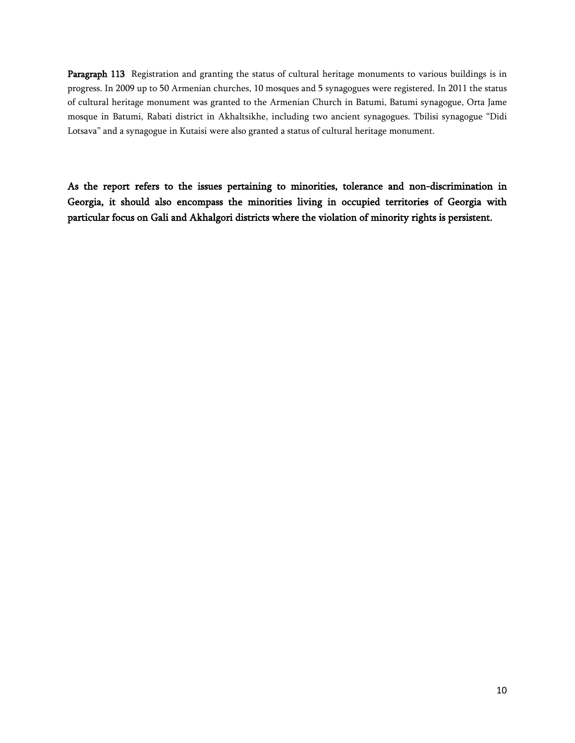**Paragraph 113** Registration and granting the status of cultural heritage monuments to various buildings is in progress. In 2009 up to 50 Armenian churches, 10 mosques and 5 synagogues were registered. In 2011 the status of cultural heritage monument was granted to the Armenian Church in Batumi, Batumi synagogue, Orta Jame mosque in Batumi, Rabati district in Akhaltsikhe, including two ancient synagogues. Tbilisi synagogue "Didi Lotsava" and a synagogue in Kutaisi were also granted a status of cultural heritage monument.

**As the report refers to the issues pertaining to minorities, tolerance and non-discrimination in Georgia, it should also encompass the minorities living in occupied territories of Georgia with particular focus on Gali and Akhalgori districts where the violation of minority rights is persistent.**